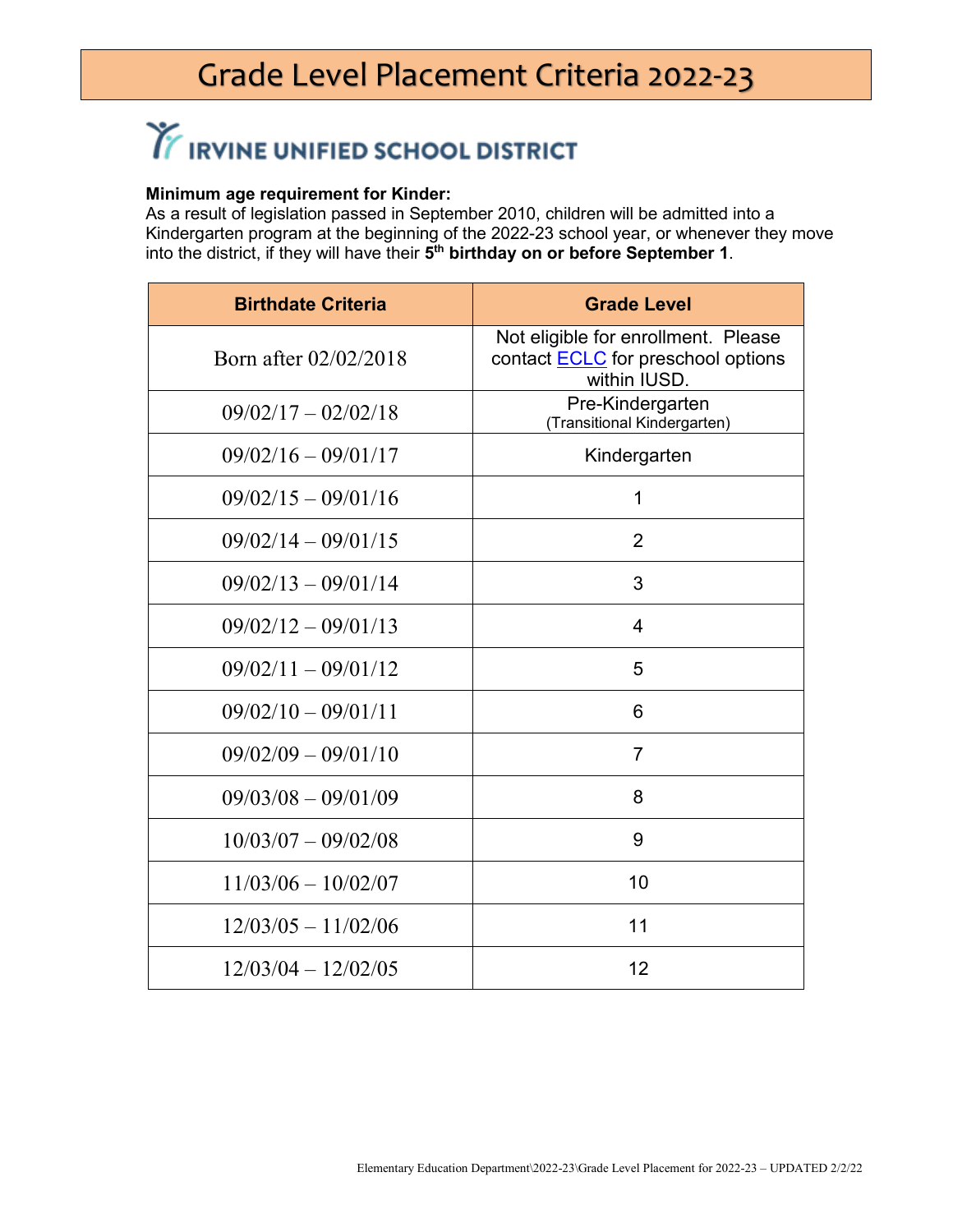# Grade Level Placement Criteria 2022-23

## IRVINE UNIFIED SCHOOL DISTRICT

**Minimum age requirement for Kinder:**
As a result of legislation passed in September 2010, children will be admitted into a Kindergarten program at the beginning of the 2022-23 school year, or whenever they move into the district, if they will have their **5th birthday on or before September 1**.

| Birthdate Criteria | Grade Level |
|---|---|
| Born after 02/02/2018 | Not eligible for enrollment. Please contact ECLC for preschool options within IUSD. |
| 09/02/17 – 02/02/18 | Pre-Kindergarten (Transitional Kindergarten) |
| 09/02/16 – 09/01/17 | Kindergarten |
| 09/02/15 – 09/01/16 | 1 |
| 09/02/14 – 09/01/15 | 2 |
| 09/02/13 – 09/01/14 | 3 |
| 09/02/12 – 09/01/13 | 4 |
| 09/02/11 – 09/01/12 | 5 |
| 09/02/10 – 09/01/11 | 6 |
| 09/02/09 – 09/01/10 | 7 |
| 09/03/08 – 09/01/09 | 8 |
| 10/03/07 – 09/02/08 | 9 |
| 11/03/06 – 10/02/07 | 10 |
| 12/03/05 – 11/02/06 | 11 |
| 12/03/04 – 12/02/05 | 12 |

Elementary Education Department\2022-23\Grade Level Placement for 2022-23 – UPDATED 2/2/22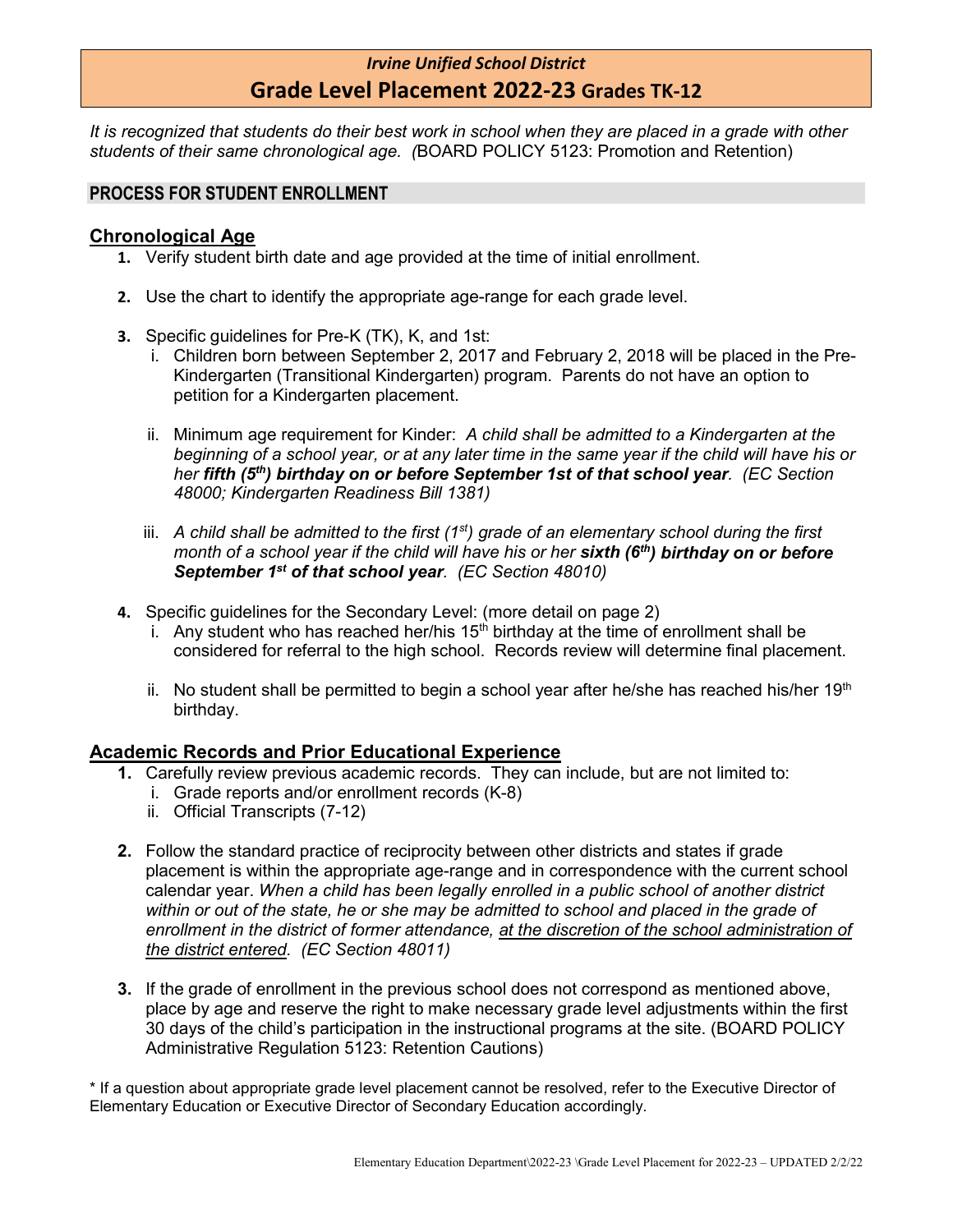# *Irvine Unified School District*

## Grade Level Placement 2022-23 Grades TK-12

*It is recognized that students do their best work in school when they are placed in a grade with other students of their same chronological age. (*BOARD POLICY 5123: Promotion and Retention)

### PROCESS FOR STUDENT ENROLLMENT

### Chronological Age

1. Verify student birth date and age provided at the time of initial enrollment.
2. Use the chart to identify the appropriate age-range for each grade level.
3. Specific guidelines for Pre-K (TK), K, and 1st:
   i. Children born between September 2, 2017 and February 2, 2018 will be placed in the Pre-Kindergarten (Transitional Kindergarten) program. Parents do not have an option to petition for a Kindergarten placement.

   ii. Minimum age requirement for Kinder: *A child shall be admitted to a Kindergarten at the beginning of a school year, or at any later time in the same year if the child will have his or her **fifth (5th) birthday on or before September 1st of that school year**. (EC Section 48000; Kindergarten Readiness Bill 1381)*

   iii. *A child shall be admitted to the first (1st) grade of an elementary school during the first month of a school year if the child will have his or her **sixth (6th) birthday on or before September 1st of that school year**. (EC Section 48010)*
4. Specific guidelines for the Secondary Level: (more detail on page 2)
   i. Any student who has reached her/his 15th birthday at the time of enrollment shall be considered for referral to the high school. Records review will determine final placement.

   ii. No student shall be permitted to begin a school year after he/she has reached his/her 19th birthday.

### Academic Records and Prior Educational Experience

1. Carefully review previous academic records. They can include, but are not limited to:
   i. Grade reports and/or enrollment records (K-8)
   ii. Official Transcripts (7-12)
2. Follow the standard practice of reciprocity between other districts and states if grade placement is within the appropriate age-range and in correspondence with the current school calendar year. *When a child has been legally enrolled in a public school of another district within or out of the state, he or she may be admitted to school and placed in the grade of enrollment in the district of former attendance, <u>at the discretion of the school administration of the district entered</u>. (EC Section 48011)*
3. If the grade of enrollment in the previous school does not correspond as mentioned above, place by age and reserve the right to make necessary grade level adjustments within the first 30 days of the child's participation in the instructional programs at the site. (BOARD POLICY Administrative Regulation 5123: Retention Cautions)

\* If a question about appropriate grade level placement cannot be resolved, refer to the Executive Director of Elementary Education or Executive Director of Secondary Education accordingly.

Elementary Education Department\2022-23 \Grade Level Placement for 2022-23 – UPDATED 2/2/22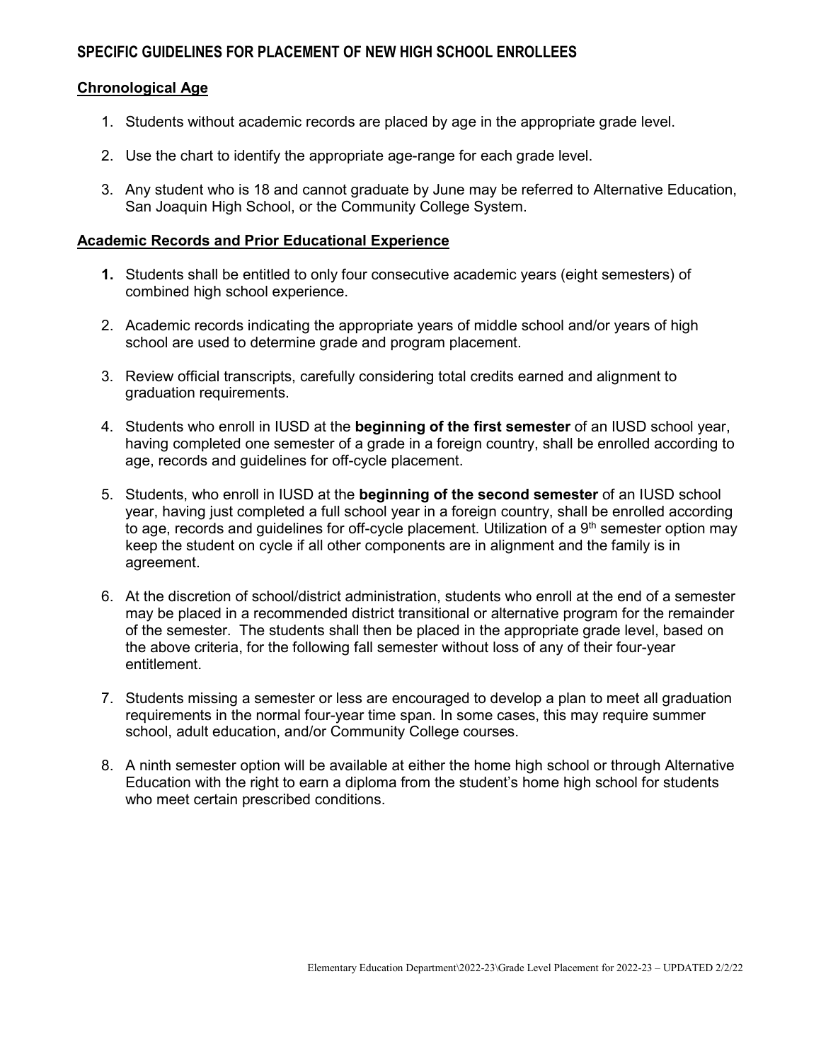## SPECIFIC GUIDELINES FOR PLACEMENT OF NEW HIGH SCHOOL ENROLLEES

### Chronological Age

1. Students without academic records are placed by age in the appropriate grade level.
2. Use the chart to identify the appropriate age-range for each grade level.
3. Any student who is 18 and cannot graduate by June may be referred to Alternative Education, San Joaquin High School, or the Community College System.

### Academic Records and Prior Educational Experience

1. Students shall be entitled to only four consecutive academic years (eight semesters) of combined high school experience.
2. Academic records indicating the appropriate years of middle school and/or years of high school are used to determine grade and program placement.
3. Review official transcripts, carefully considering total credits earned and alignment to graduation requirements.
4. Students who enroll in IUSD at the **beginning of the first semester** of an IUSD school year, having completed one semester of a grade in a foreign country, shall be enrolled according to age, records and guidelines for off-cycle placement.
5. Students, who enroll in IUSD at the **beginning of the second semester** of an IUSD school year, having just completed a full school year in a foreign country, shall be enrolled according to age, records and guidelines for off-cycle placement. Utilization of a 9th semester option may keep the student on cycle if all other components are in alignment and the family is in agreement.
6. At the discretion of school/district administration, students who enroll at the end of a semester may be placed in a recommended district transitional or alternative program for the remainder of the semester. The students shall then be placed in the appropriate grade level, based on the above criteria, for the following fall semester without loss of any of their four-year entitlement.
7. Students missing a semester or less are encouraged to develop a plan to meet all graduation requirements in the normal four-year time span. In some cases, this may require summer school, adult education, and/or Community College courses.
8. A ninth semester option will be available at either the home high school or through Alternative Education with the right to earn a diploma from the student's home high school for students who meet certain prescribed conditions.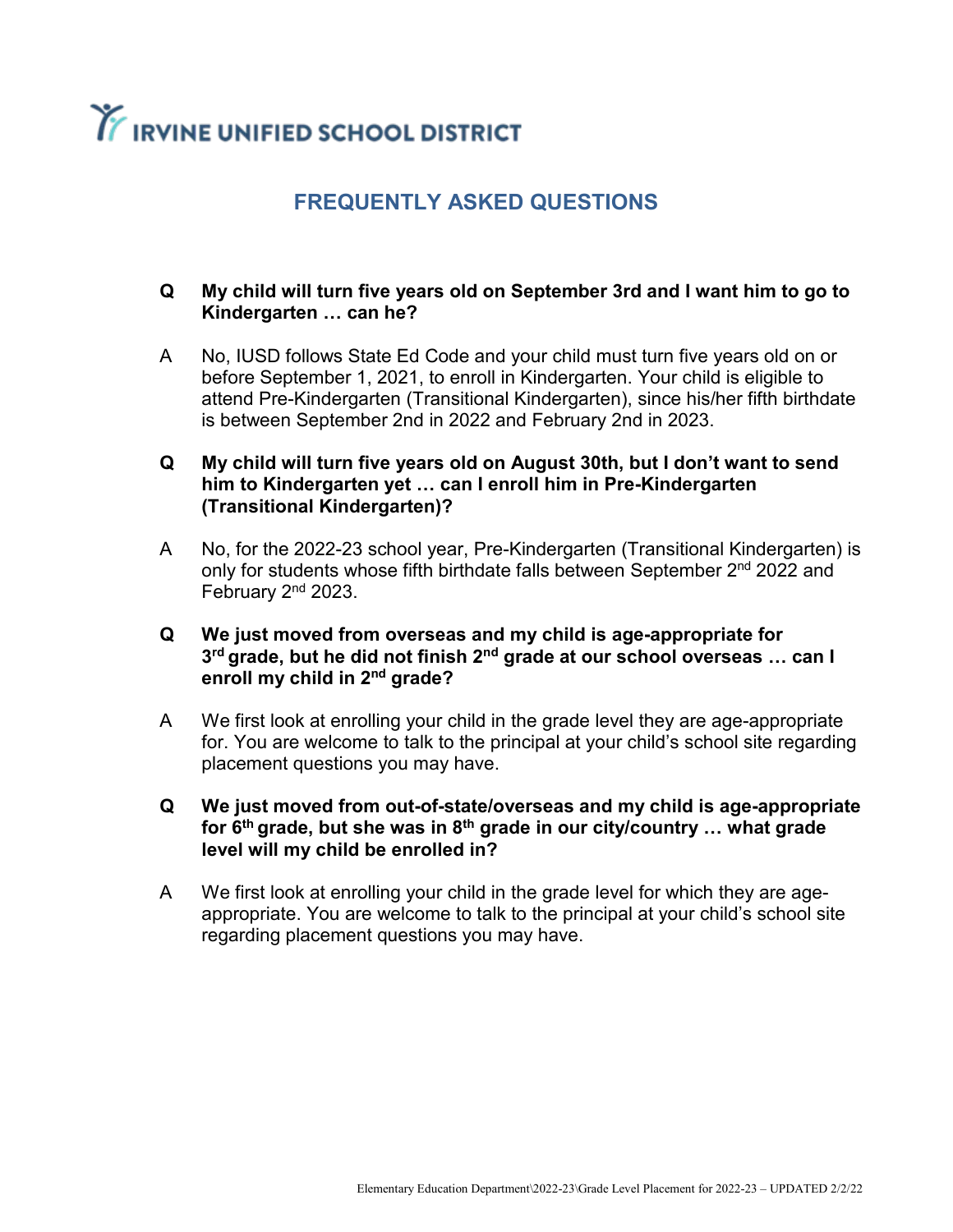IRVINE UNIFIED SCHOOL DISTRICT

## FREQUENTLY ASKED QUESTIONS

**Q My child will turn five years old on September 3rd and I want him to go to Kindergarten … can he?**

A No, IUSD follows State Ed Code and your child must turn five years old on or before September 1, 2021, to enroll in Kindergarten. Your child is eligible to attend Pre-Kindergarten (Transitional Kindergarten), since his/her fifth birthdate is between September 2nd in 2022 and February 2nd in 2023.

**Q My child will turn five years old on August 30th, but I don't want to send him to Kindergarten yet … can I enroll him in Pre-Kindergarten (Transitional Kindergarten)?**

A No, for the 2022-23 school year, Pre-Kindergarten (Transitional Kindergarten) is only for students whose fifth birthdate falls between September 2nd 2022 and February 2nd 2023.

**Q We just moved from overseas and my child is age-appropriate for 3rd grade, but he did not finish 2nd grade at our school overseas … can I enroll my child in 2nd grade?**

A We first look at enrolling your child in the grade level they are age-appropriate for. You are welcome to talk to the principal at your child's school site regarding placement questions you may have.

**Q We just moved from out-of-state/overseas and my child is age-appropriate for 6th grade, but she was in 8th grade in our city/country … what grade level will my child be enrolled in?**

A We first look at enrolling your child in the grade level for which they are age-appropriate. You are welcome to talk to the principal at your child's school site regarding placement questions you may have.